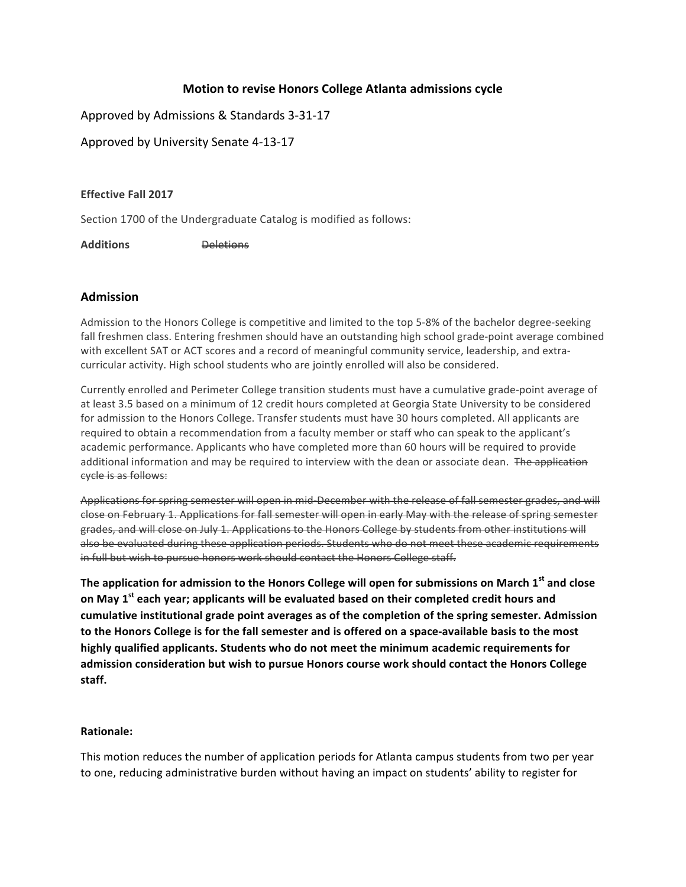# Motion to revise Honors College Atlanta admissions cycle

Approved by Admissions & Standards 3-31-17

Approved by University Senate 4-13-17

**Effective Fall 2017**

Section 1700 of the Undergraduate Catalog is modified as follows:

**Additions** ~~Deletions~~

## Admission

Admission to the Honors College is competitive and limited to the top 5-8% of the bachelor degree-seeking fall freshmen class. Entering freshmen should have an outstanding high school grade-point average combined with excellent SAT or ACT scores and a record of meaningful community service, leadership, and extra-curricular activity. High school students who are jointly enrolled will also be considered.

Currently enrolled and Perimeter College transition students must have a cumulative grade-point average of at least 3.5 based on a minimum of 12 credit hours completed at Georgia State University to be considered for admission to the Honors College. Transfer students must have 30 hours completed. All applicants are required to obtain a recommendation from a faculty member or staff who can speak to the applicant's academic performance. Applicants who have completed more than 60 hours will be required to provide additional information and may be required to interview with the dean or associate dean. ~~The application cycle is as follows:~~

~~Applications for spring semester will open in mid-December with the release of fall semester grades, and will close on February 1. Applications for fall semester will open in early May with the release of spring semester grades, and will close on July 1. Applications to the Honors College by students from other institutions will also be evaluated during these application periods. Students who do not meet these academic requirements in full but wish to pursue honors work should contact the Honors College staff.~~

**The application for admission to the Honors College will open for submissions on March 1st and close on May 1st each year; applicants will be evaluated based on their completed credit hours and cumulative institutional grade point averages as of the completion of the spring semester. Admission to the Honors College is for the fall semester and is offered on a space-available basis to the most highly qualified applicants. Students who do not meet the minimum academic requirements for admission consideration but wish to pursue Honors course work should contact the Honors College staff.**

**Rationale:**

This motion reduces the number of application periods for Atlanta campus students from two per year to one, reducing administrative burden without having an impact on students' ability to register for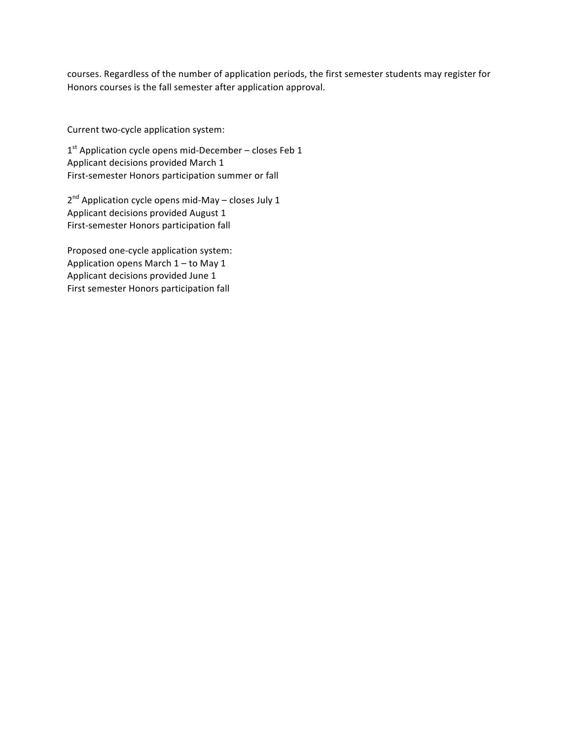courses. Regardless of the number of application periods, the first semester students may register for Honors courses is the fall semester after application approval.

Current two-cycle application system:

1st Application cycle opens mid-December – closes Feb 1
Applicant decisions provided March 1
First-semester Honors participation summer or fall

2nd Application cycle opens mid-May – closes July 1
Applicant decisions provided August 1
First-semester Honors participation fall

Proposed one-cycle application system:
Application opens March 1 – to May 1
Applicant decisions provided June 1
First semester Honors participation fall